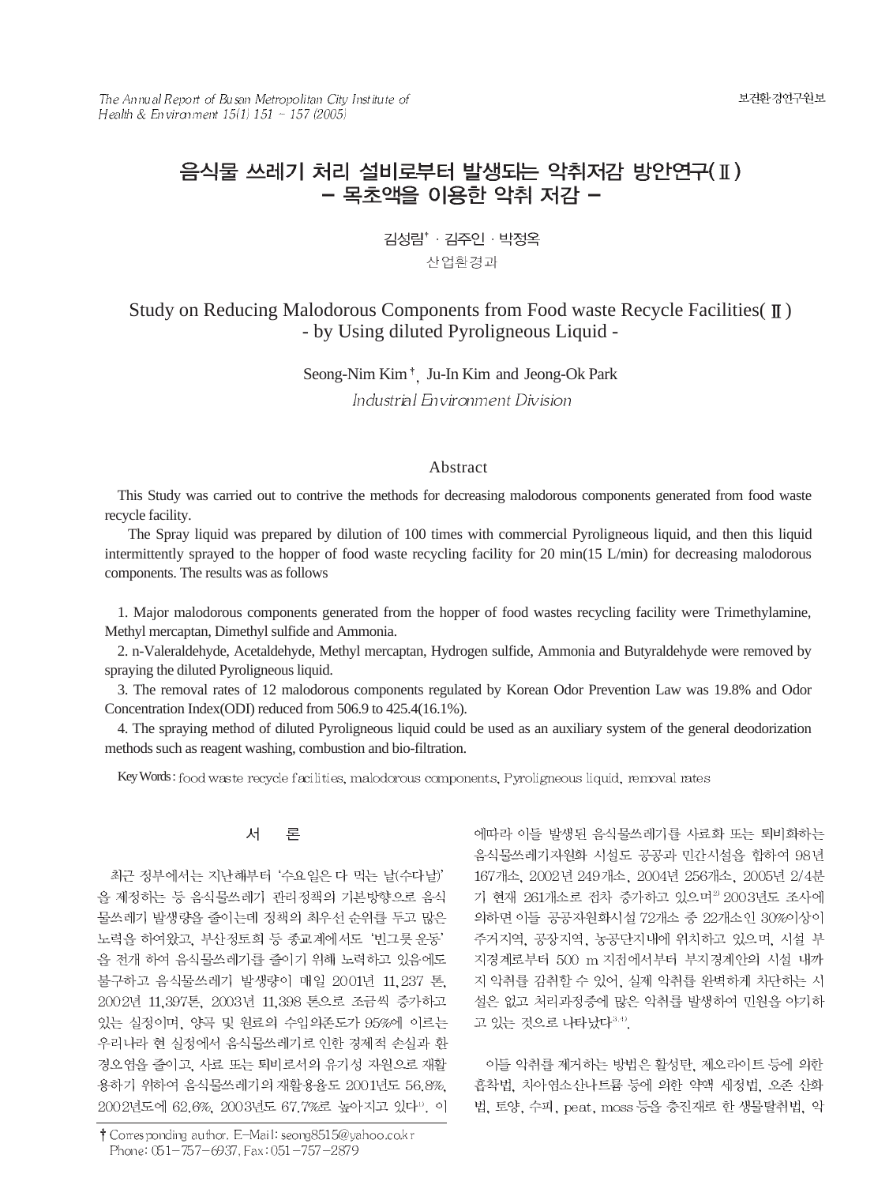# 음식물 쓰레기 처리 설비로부터 발생되는 악취저감 방안연구(Ⅱ) - 목초액을 이용한 악취 저감 -

김성림† · 김주인 · 박정옥

산업환경과

# Study on Reducing Malodorous Components from Food waste Recycle Facilities(Ⅱ) - by Using diluted Pyroligneous Liquid -

Seong-Nim Kim†, Ju-In Kim and Jeong-Ok Park

*Industrial Environment Division*

## Abstract

This Study was carried out to contrive the methods for decreasing malodorous components generated from food waste recycle facility.

The Spray liquid was prepared by dilution of 100 times with commercial Pyroligneous liquid, and then this liquid intermittently sprayed to the hopper of food waste recycling facility for 20 min(15 L/min) for decreasing malodorous components. The results was as follows

1. Major malodorous components generated from the hopper of food wastes recycling facility were Trimethylamine, Methyl mercaptan, Dimethyl sulfide and Ammonia.
2. n-Valeraldehyde, Acetaldehyde, Methyl mercaptan, Hydrogen sulfide, Ammonia and Butyraldehyde were removed by spraying the diluted Pyroligneous liquid.
3. The removal rates of 12 malodorous components regulated by Korean Odor Prevention Law was 19.8% and Odor Concentration Index(ODI) reduced from 506.9 to 425.4(16.1%).
4. The spraying method of diluted Pyroligneous liquid could be used as an auxiliary system of the general deodorization methods such as reagent washing, combustion and bio-filtration.

Key Words : food waste recycle facilities, malodorous components, Pyroligneous liquid, removal rates

## 서 론

최근 정부에서는 지난해부터 '수요일은 다 먹는 날(수다날)'을 제정하는 등 음식물쓰레기 관리정책의 기본방향으로 음식물쓰레기 발생량을 줄이는데 정책의 최우선 순위를 두고 많은 노력을 하여왔고, 부산정토회 등 종교계에서도 '빈그릇 운동'을 전개 하여 음식물쓰레기를 줄이기 위해 노력하고 있음에도 불구하고 음식물쓰레기 발생량이 매일 2001년 11,237 톤, 2002년 11,397톤, 2003년 11,398 톤으로 조금씩 증가하고 있는 실정이며, 양곡 및 원료의 수입의존도가 95%에 이르는 우리나라 현 실정에서 음식물쓰레기로 인한 경제적 손실과 환경오염을 줄이고, 사료 또는 퇴비로서의 유기성 자원으로 재활용하기 위하여 음식물쓰레기의 재활용율도 2001년도 56.8%, 2002년도에 62.6%, 2003년도 67.7%로 높아지고 있다[1]. 이에따라 이들 발생된 음식물쓰레기를 사료화 또는 퇴비화하는 음식물쓰레기자원화 시설도 공공과 민간시설을 합하여 98년 167개소, 2002년 249개소, 2004년 256개소, 2005년 2/4분기 현재 261개소로 점차 증가하고 있으며[2] 2003년도 조사에 의하면 이들 공공자원화시설 72개소 중 22개소인 30%이상이 주거지역, 공장지역, 농공단지내에 위치하고 있으며, 시설 부지경계로부터 500 m 지점에서부터 부지경계안의 시설 내까지 악취를 감취할 수 있어, 실제 악취를 완벽하게 차단하는 시설은 없고 처리과정중에 많은 악취를 발생하여 민원을 야기하고 있는 것으로 나타났다[3,4].

이들 악취를 제거하는 방법은 활성탄, 제오라이트 등에 의한 흡착법, 차아염소산나트륨 등에 의한 약액 세정법, 오존 산화법, 토양, 수피, peat, moss 등을 충진재로 한 생물탈취법, 악

† Corresponding author. E-Mail: seong8515@yahoo.co.kr
Phone: 051-757-6937, Fax: 051-757-2879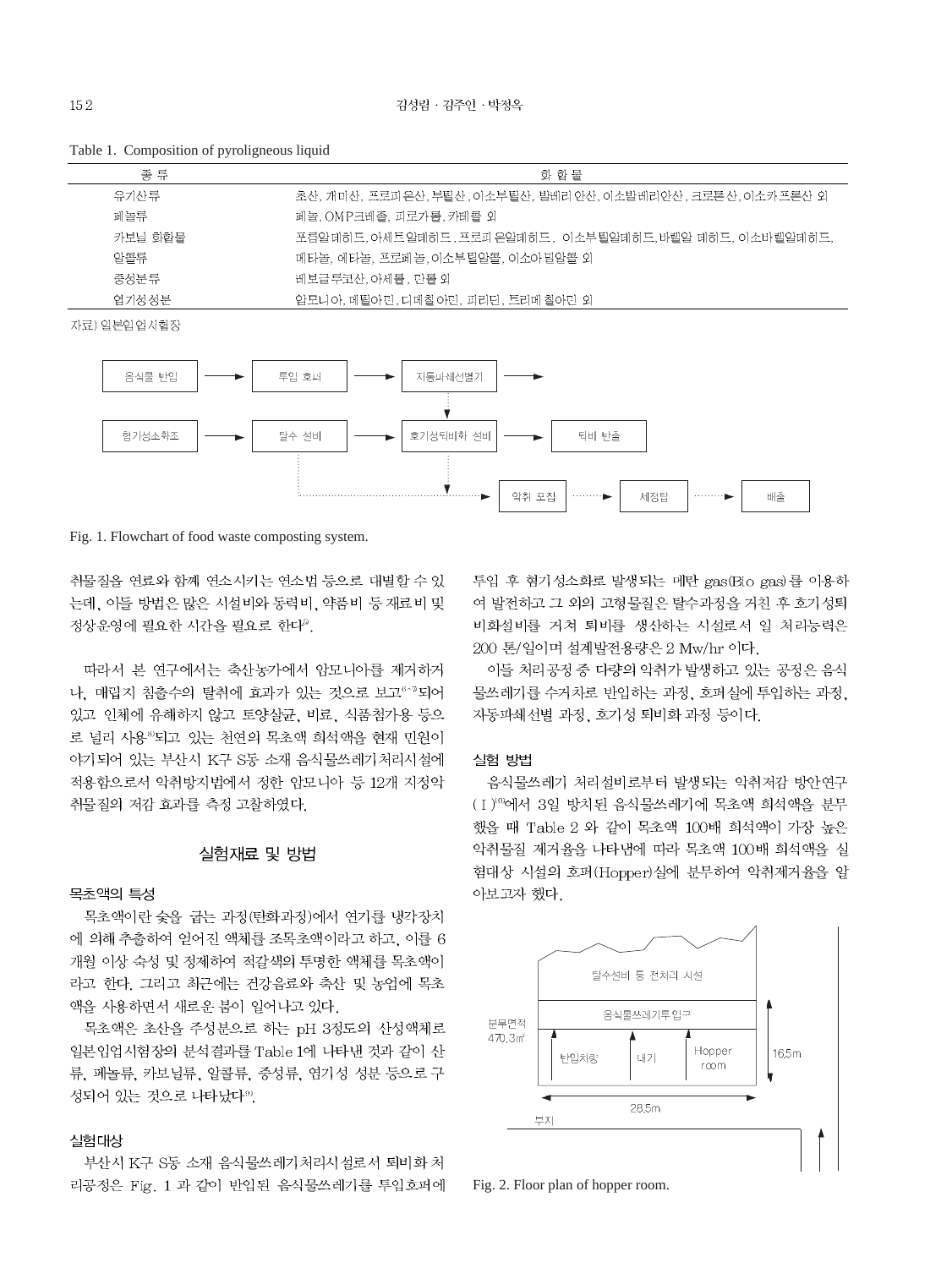Table 1. Composition of pyroligneous liquid

| 종 류 | 화 합 물 |
|---|---|
| 유기산류 | 초산, 개미산, 프로피온산, 부틸산, 이소부틸산, 발레리안산, 이소발레리안산, 크로톤산, 이소카프론산 외 |
| 페놀류 | 페놀, OMP크레졸, 피로가롤, 카테콜 외 |
| 카보닐 화합물 | 포름알데히드, 아세트알데히드, 프로피온알데히드, 이소부틸알데히드, 바렐알데히드, 이소바렐알데히드, |
| 알콜류 | 메타놀, 에타놀, 프로페놀, 이소부틸알콜, 이소아밀알콜 외 |
| 중성분류 | 베보글루코산, 아세톨, 만톨 외 |
| 염기성성분 | 암모니아, 메틸아민, 디메칠아민, 피리딘, 트리메칠아민 외 |

자료) 일본임업시험장

Fig. 1. Flowchart of food waste composting system.

취물질을 연료와 함께 연소시키는 연소법 등으로 대별할 수 있는데, 이들 방법은 많은 시설비와 동력비, 약품비 등 재료비 및 정상운영에 필요한 시간을 필요로 한다[5].

따라서 본 연구에서는 축산농가에서 암모니아를 제거하거나, 매립지 침출수의 탈취에 효과가 있는 것으로 보고[6~7]되어 있고 인체에 유해하지 않고 토양살균, 비료, 식품첨가용 등으로 널리 사용[8]되고 있는 천연의 목초액 희석액을 현재 민원이 야기되어 있는 부산시 K구 S동 소재 음식물쓰레기처리시설에 적용함으로서 악취방지법에서 정한 암모니아 등 12개 지정악취물질의 저감 효과를 측정 고찰하였다.

## 실험재료 및 방법

### 목초액의 특성

목초액이란 숯을 굽는 과정(탄화과정)에서 연기를 냉각장치에 의해 추출하여 얻어진 액체를 조목초액이라고 하고, 이를 6개월 이상 숙성 및 정제하여 적갈색의 투명한 액체를 목초액이라고 한다. 그리고 최근에는 건강음료와 축산 및 농업에 목초액을 사용하면서 새로운 붐이 일어나고 있다.

목초액은 초산을 주성분으로 하는 pH 3정도의 산성액체로 일본임업시험장의 분석결과를 Table 1에 나타낸 것과 같이 산류, 페놀류, 카보닐류, 알콜류, 중성류, 염기성 성분 등으로 구성되어 있는 것으로 나타났다[9].

### 실험대상

부산시 K구 S동 소재 음식물쓰레기처리시설로서 퇴비화 처리공정은 Fig. 1 과 같이 반입된 음식물쓰레기를 투입호퍼에 투입 후 혐기성소화로 발생되는 메탄 gas(Bio gas)를 이용하여 발전하고 그 외의 고형물질은 탈수과정을 거친 후 호기성퇴비화설비를 거쳐 퇴비를 생산하는 시설로서 일 처리능력은 200 톤/일이며 설계발전용량은 2 Mw/hr 이다.

이들 처리공정 중 다량의 악취가 발생하고 있는 공정은 음식물쓰레기를 수거차로 반입하는 과정, 호퍼실에 투입하는 과정, 자동파쇄선별 과정, 호기성 퇴비화 과정 등이다.

### 실험 방법

음식물쓰레기 처리설비로부터 발생되는 악취저감 방안연구(Ⅰ)[10]에서 3일 방치된 음식물쓰레기에 목초액 희석액을 분무했을 때 Table 2 와 같이 목초액 100배 희석액이 가장 높은 악취물질 제거율을 나타냄에 따라 목초액 100배 희석액을 실험대상 시설의 호퍼(Hopper)실에 분무하여 악취제거율을 알아보고자 했다.

Fig. 2. Floor plan of hopper room.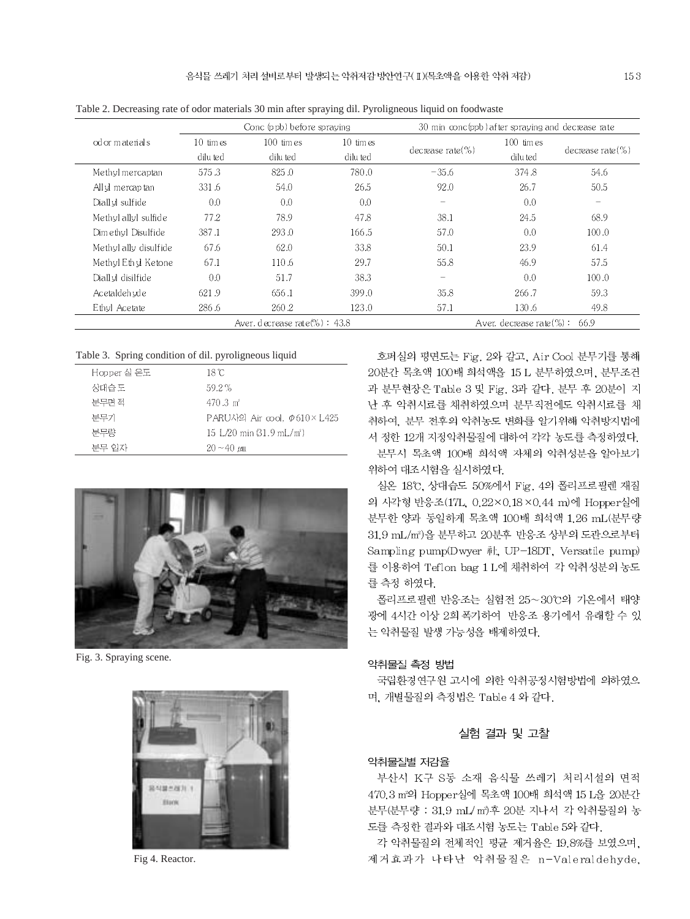Table 2. Decreasing rate of odor materials 30 min after spraying dil. Pyroligneous liquid on foodwaste

| odor materials | Conc (ppb) before spraying | | 30 min conc(ppb) after spraying and decrease rate | | | |
|---|---|---|---|---|---|---|
| | 10 times diluted | 100 times diluted | 10 times diluted | decrease rate(%) | 100 times diluted | decrease rate(%) |
| Methyl mercaptan | 575.3 | 825.0 | 780.0 | −35.6 | 374.8 | 54.6 |
| Allyl mercaptan | 331.6 | 54.0 | 26.5 | 92.0 | 26.7 | 50.5 |
| Diallyl sulfide | 0.0 | 0.0 | 0.0 | − | 0.0 | − |
| Methyl allyl sulfide | 77.2 | 78.9 | 47.8 | 38.1 | 24.5 | 68.9 |
| Dimethyl Disulfide | 387.1 | 293.0 | 166.5 | 57.0 | 0.0 | 100.0 |
| Methyl ally disulfide | 67.6 | 62.0 | 33.8 | 50.1 | 23.9 | 61.4 |
| Methyl Ethyl Ketone | 67.1 | 110.6 | 29.7 | 55.8 | 46.9 | 57.5 |
| Diallyl disilfide | 0.0 | 51.7 | 38.3 | − | 0.0 | 100.0 |
| Acetaldehyde | 621.9 | 656.1 | 399.0 | 35.8 | 266.7 | 59.3 |
| Ethyl Acetate | 286.6 | 260.2 | 123.0 | 57.1 | 130.6 | 49.8 |
| | Aver. decrease rate(%) : 43.8 | | | | Aver. decrease rate(%) : 66.9 | |

Table 3. Spring condition of dil. pyroligneous liquid

| | |
|---|---|
| Hopper 실 온도 | 18℃ |
| 상대습도 | 59.2% |
| 분무면적 | 470.3 ㎡ |
| 분무기 | PARU사의 Air cool, Φ610×L425 |
| 분무량 | 15 L/20 min (31.9 mL/㎡) |
| 분무 입자 | 20~40 ㎛ |

Fig. 3. Spraying scene.

Fig 4. Reactor.

호퍼실의 평면도는 Fig. 2와 같고, Air Cool 분무기를 통해 20분간 목초액 100배 희석액을 15 L 분무하였으며, 분무조건과 분무현장은 Table 3 및 Fig. 3과 같다. 분무 후 20분이 지난 후 악취시료를 채취하였으며 분무직전에도 악취시료를 채취하여, 분무 전후의 악취농도 변화를 알기위해 악취방지법에서 정한 12개 지정악취물질에 대하여 각각 농도를 측정하였다.

분무시 목초액 100배 희석액 자체의 악취성분을 알아보기 위하여 대조시험을 실시하였다.

실온 18℃, 상대습도 50%에서 Fig. 4의 폴리프로필렌 재질의 사각형 반응조(17L, 0.22×0.18×0.44 m)에 Hopper실에 분무한 양과 동일하게 목초액 100배 희석액 1.26 mL(분무량 31.9 mL/㎡)을 분무하고 20분후 반응조 상부의 도관으로부터 Sampling pump(Dwyer 社, UP-18DT, Versatile pump)를 이용하여 Teflon bag 1 L에 채취하여 각 악취성분의 농도를 측정 하였다.

폴리프로필렌 반응조는 실험전 25~30℃의 기온에서 태양광에 4시간 이상 2회 폭기하여 반응조 용기에서 유래할 수 있는 악취물질 발생 가능성을 배제하였다.

### 악취물질 측정 방법

국립환경연구원 고시에 의한 악취공정시험방법에 의하였으며, 개별물질의 측정법은 Table 4 와 같다.

## 실험 결과 및 고찰

### 악취물질별 저감율

부산시 K구 S동 소재 음식물 쓰레기 처리시설의 면적 470.3 ㎡의 Hopper실에 목초액 100배 희석액 15 L을 20분간 분무(분무량 : 31.9 mL/㎡)후 20분 지나서 각 악취물질의 농도를 측정한 결과와 대조시험 농도는 Table 5와 같다.

각 악취물질의 전체적인 평균 제거율은 19.8%를 보였으며, 제거효과가 나타난 악취물질은 n-Valeraldehyde,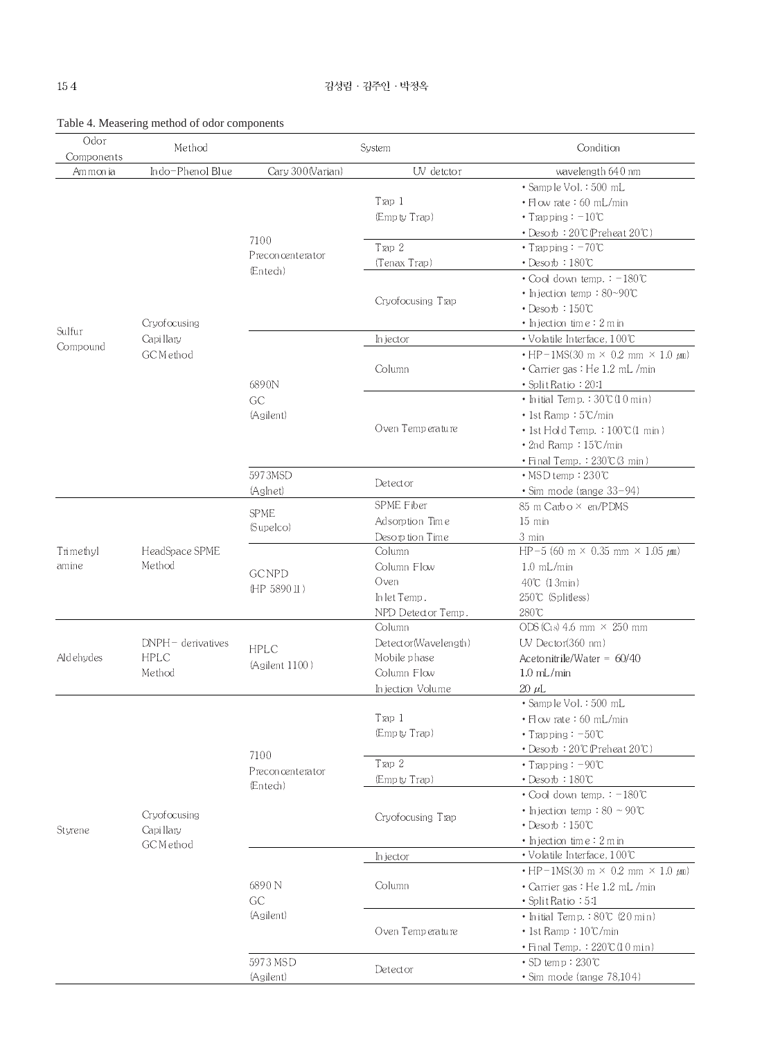Table 4. Measering method of odor components

| Odor Components | Method | System | | Condition |
|---|---|---|---|---|
| Ammonia | Indo-Phenol Blue | Cary 300(Varian) | UV detctor | wavelength 640 nm |
| Sulfur Compound | Cryofocusing Capillary GC Method | 7100 Preconcenterator (Entech) | Trap 1 (Empty Trap) | • Sample Vol. : 500 mL<br>• Flow rate : 60 mL/min<br>• Trapping : −10℃<br>• Desorb : 20℃(Preheat 20℃) |
| | | | Trap 2 (Tenax Trap) | • Trapping : −70℃<br>• Desorb : 180℃ |
| | | | Cryofocusing Trap | • Cool down temp. : −180℃<br>• Injection temp : 80~90℃<br>• Desorb : 150℃<br>• Injection time : 2 min |
| | | 6890N GC (Agilent) | Injector | • Volatile Interface, 100℃ |
| | | | Column | • HP−1MS(30 m × 0.2 mm × 1.0 ㎛)<br>• Carrier gas : He 1.2 mL /min<br>• Split Ratio : 20:1 |
| | | | Oven Temperature | • Initial Temp. : 30℃(10 min)<br>• 1st Ramp : 5℃/min<br>• 1st Hold Temp. : 100℃(1 min)<br>• 2nd Ramp : 15℃/min<br>• Final Temp. : 230℃(3 min) |
| | | 5973MSD (Aglnet) | Detector | • MSD temp : 230℃<br>• Sim mode (range 33−94) |
| Trimethyl amine | HeadSpace SPME Method | SPME (Supelco) | SPME Fiber | 85 m Carbo× en/PDMS |
| | | | Adsorption Time | 15 min |
| | | | Desorption Time | 3 min |
| | | GC NPD (HP 5890 II) | Column | HP−5 (60 m × 0.35 mm × 1.05 ㎛) |
| | | | Column Flow | 1.0 mL/min |
| | | | Oven | 40℃ (13min) |
| | | | Inlet Temp. | 250℃ (Splitless) |
| | | | NPD Detector Temp. | 280℃ |
| Aldehydes | DNPH− derivatives HPLC Method | HPLC (Agilent 1100) | Column | ODS ($C_{18}$) 4.6 mm × 250 mm |
| | | | Detector(Wavelength) | UV Dector(360 nm) |
| | | | Mobile phase | Acetonitrile/Water = 60/40 |
| | | | Column Flow | 1.0 mL/min |
| | | | Injection Volume | 20 μL |
| Styrene | Cryofocusing Capillary GC Method | 7100 Preconcenterator (Entech) | Trap 1 (Empty Trap) | • Sample Vol. : 500 mL<br>• Flow rate : 60 mL/min<br>• Trapping : −50℃<br>• Desorb : 20℃(Preheat 20℃) |
| | | | Trap 2 (Empty Trap) | • Trapping : −90℃<br>• Desorb : 180℃ |
| | | | Cryofocusing Trap | • Cool down temp. : −180℃<br>• Injection temp : 80 ~ 90℃<br>• Desorb : 150℃<br>• Injection time : 2 min |
| | | 6890 N GC (Agilent) | Injector | • Volatile Interface, 100℃ |
| | | | Column | • HP−1MS(30 m × 0.2 mm × 1.0 ㎛)<br>• Carrier gas : He 1.2 mL /min<br>• Split Ratio : 5:1 |
| | | | Oven Temperature | • Initial Temp. : 80℃ (20 min)<br>• 1st Ramp : 10℃/min<br>• Final Temp. : 220℃(10 min) |
| | | 5973 MSD (Agilent) | Detector | • SD temp : 230℃<br>• Sim mode (range 78,104) |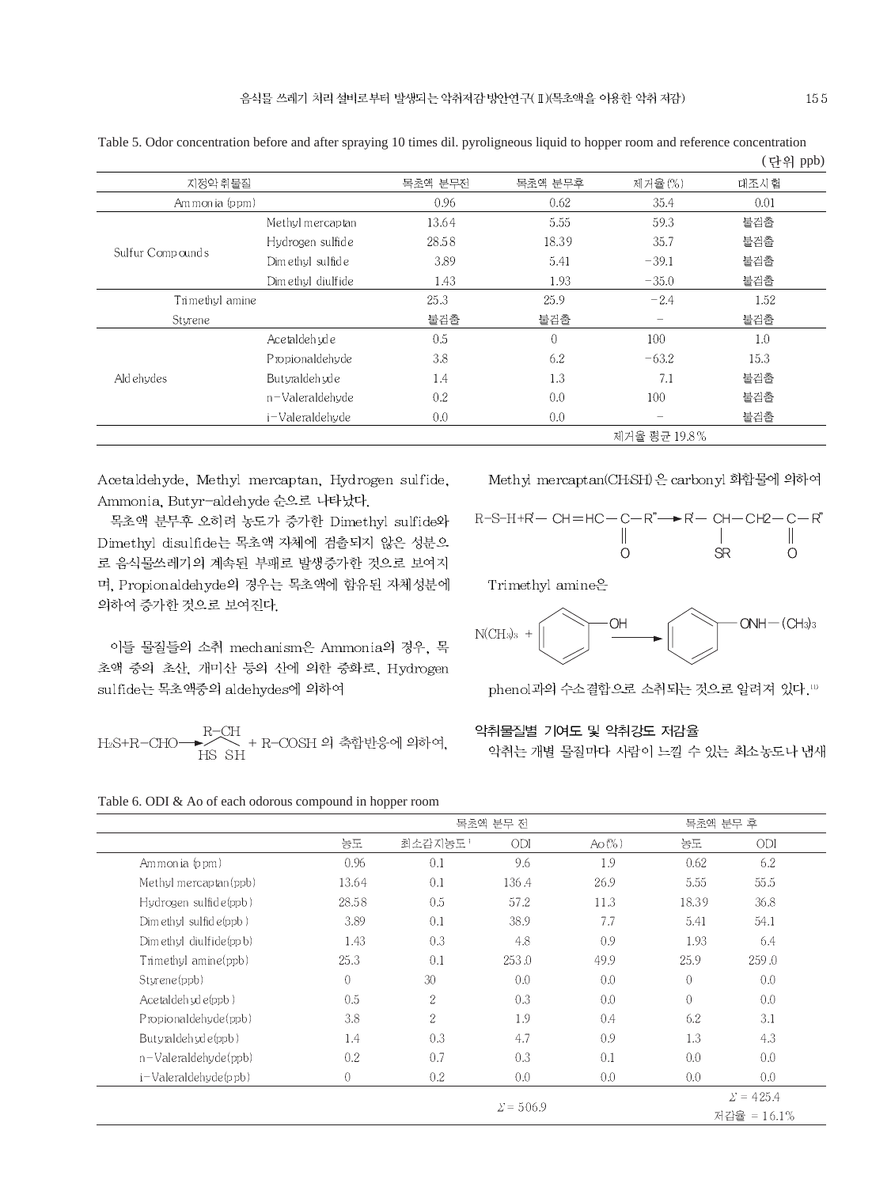Table 5. Odor concentration before and after spraying 10 times dil. pyroligneous liquid to hopper room and reference concentration

(단위 ppb)

| 지정악취물질 | | 목초액 분무전 | 목초액 분무후 | 제거율(%) | 대조시험 |
|---|---|---|---|---|---|
| Ammonia (ppm) | | 0.96 | 0.62 | 35.4 | 0.01 |
| Sulfur Compounds | Methyl mercaptan | 13.64 | 5.55 | 59.3 | 불검출 |
| | Hydrogen sulfide | 28.58 | 18.39 | 35.7 | 불검출 |
| | Dimethyl sulfide | 3.89 | 5.41 | −39.1 | 불검출 |
| | Dimethyl diulfide | 1.43 | 1.93 | −35.0 | 불검출 |
| Trimethyl amine | | 25.3 | 25.9 | −2.4 | 1.52 |
| Styrene | | 불검출 | 불검출 | − | 불검출 |
| Aldehydes | Acetaldehyde | 0.5 | 0 | 100 | 1.0 |
| | Propionaldehyde | 3.8 | 6.2 | −63.2 | 15.3 |
| | Butyraldehyde | 1.4 | 1.3 | 7.1 | 불검출 |
| | n−Valeraldehyde | 0.2 | 0.0 | 100 | 불검출 |
| | i−Valeraldehyde | 0.0 | 0.0 | − | 불검출 |
| | | | | 제거율 평균 19.8% | |

Acetaldehyde, Methyl mercaptan, Hydrogen sulfide, Ammonia, Butyr−aldehyde 순으로 나타났다.

목초액 분무후 오히려 농도가 증가한 Dimethyl sulfide와 Dimethyl disulfide는 목초액 자체에 검출되지 않은 성분으로 음식물쓰레기의 계속된 부패로 발생증가한 것으로 보여지며, Propionaldehyde의 경우는 목초액에 함유된 자체성분에 의하여 증가한 것으로 보여진다.

이들 물질들의 소취 mechanism은 Ammonia의 경우, 목초액 중의 초산, 개미산 등의 산에 의한 중화로, Hydrogen sulfide는 목초액중의 aldehydes에 의하여

$$H_2S + R{-}CHO \longrightarrow \underset{HS\ \ SH}{R{-}CH} + R{-}COSH$$ 의 축합반응에 의하여,

Methyl mercaptan($CH_3SH$)은 carbonyl 화합물에 의하여

$$R{-}S{-}H + R'{-}CH{=}HC{-}\underset{\underset{O}{\|}}{C}{-}R'' \longrightarrow R'{-}\underset{\underset{SR}{|}}{CH}{-}CH_2{-}\underset{\underset{O}{\|}}{C}{-}R''$$

Trimethyl amine은

$$N(CH_3)_3 + C_6H_5{-}OH \longrightarrow C_6H_5{-}ONH{-}(CH_3)_3$$

phenol과의 수소결합으로 소취되는 것으로 알려져 있다.[11]

### 악취물질별 기여도 및 악취강도 저감율

악취는 개별 물질마다 사람이 느낄 수 있는 최소농도나 냄새

Table 6. ODI & Ao of each odorous compound in hopper room

| | 목초액 분무 전 | | | | 목초액 분무 후 | |
|---|---|---|---|---|---|---|
| | 농도 | 최소감지농도[1] | ODI | Ao(%) | 농도 | ODI |
| Ammonia (ppm) | 0.96 | 0.1 | 9.6 | 1.9 | 0.62 | 6.2 |
| Methyl mercaptan(ppb) | 13.64 | 0.1 | 136.4 | 26.9 | 5.55 | 55.5 |
| Hydrogen sulfide(ppb) | 28.58 | 0.5 | 57.2 | 11.3 | 18.39 | 36.8 |
| Dimethyl sulfide(ppb) | 3.89 | 0.1 | 38.9 | 7.7 | 5.41 | 54.1 |
| Dimethyl diulfide(ppb) | 1.43 | 0.3 | 4.8 | 0.9 | 1.93 | 6.4 |
| Trimethyl amine(ppb) | 25.3 | 0.1 | 253.0 | 49.9 | 25.9 | 259.0 |
| Styrene(ppb) | 0 | 30 | 0.0 | 0.0 | 0 | 0.0 |
| Acetaldehyde(ppb) | 0.5 | 2 | 0.3 | 0.0 | 0 | 0.0 |
| Propionaldehyde(ppb) | 3.8 | 2 | 1.9 | 0.4 | 6.2 | 3.1 |
| Butyraldehyde(ppb) | 1.4 | 0.3 | 4.7 | 0.9 | 1.3 | 4.3 |
| n−Valeraldehyde(ppb) | 0.2 | 0.7 | 0.3 | 0.1 | 0.0 | 0.0 |
| i−Valeraldehyde(ppb) | 0 | 0.2 | 0.0 | 0.0 | 0.0 | 0.0 |
| | | | $\Sigma = 506.9$ | | | $\Sigma = 425.4$ 저감율 = 16.1% |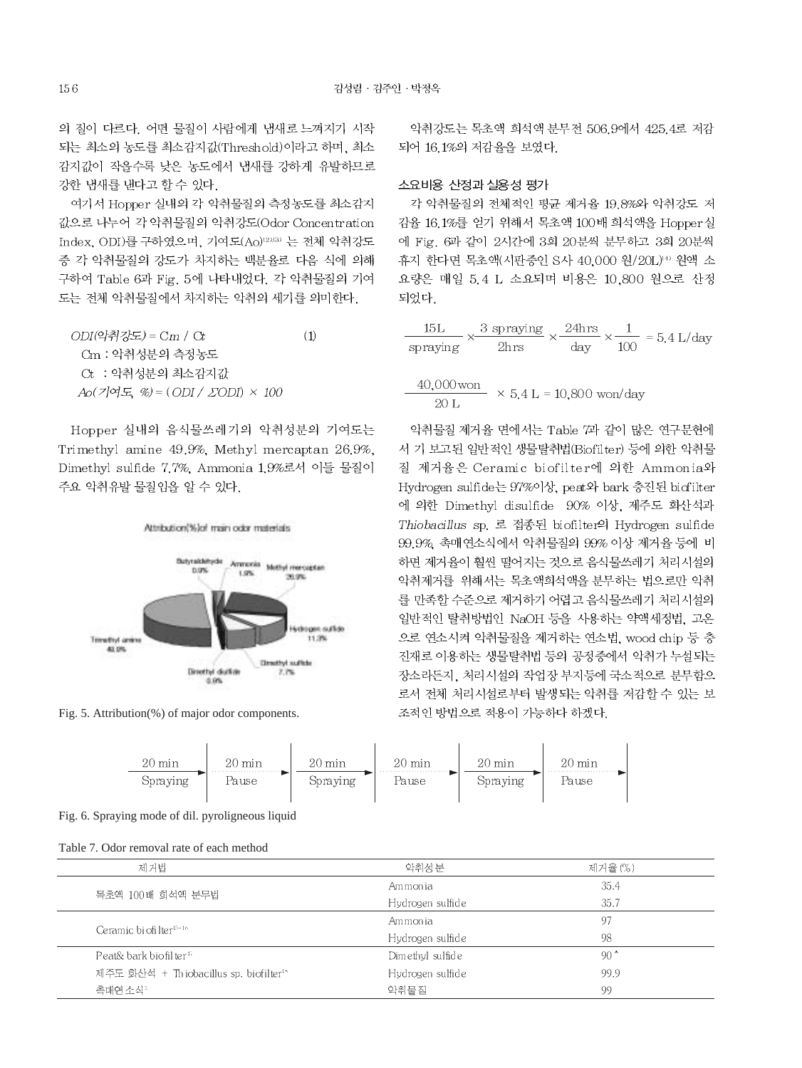의 질이 다르다. 어떤 물질이 사람에게 냄새로 느껴지기 시작되는 최소의 농도를 최소감지값(Threshold)이라고 하며, 최소감지값이 작을수록 낮은 농도에서 냄새를 강하게 유발하므로 강한 냄새를 낸다고 할 수 있다.

여기서 Hopper 실내의 각 악취물질의 측정농도를 최소감지값으로 나누어 각 악취물질의 악취강도(Odor Concentration Index, ODI)를 구하였으며, 기여도(Ao)[12][13] 는 전체 악취강도 중 각 악취물질의 강도가 차지하는 백분율로 다음 식에 의해 구하여 Table 6과 Fig. 5에 나타내었다. 각 악취물질의 기여도는 전체 악취물질에서 차지하는 악취의 세기를 의미한다.

$$ODI(\text{악취강도}) = Cm \;/\; Ct \qquad (1)$$

Cm : 악취성분의 측정농도

Ct : 악취성분의 최소감지값

$$Ao(\text{기여도}, \%) = (ODI \;/\; \Sigma ODI) \times 100$$

Hopper 실내의 음식물쓰레기의 악취성분의 기여도는 Trimethyl amine 49.9%, Methyl mercaptan 26.9%, Dimethyl sulfide 7.7%, Ammonia 1.9%로서 이들 물질이 주요 악취유발 물질임을 알 수 있다.

Fig. 5. Attribution(%) of major odor components.

악취강도는 목초액 희석액 분무전 506.9에서 425.4로 저감되어 16.1%의 저감율을 보였다.

### 소요비용 산정과 실용성 평가

각 악취물질의 전체적인 평균 제거율 19.8%와 악취강도 저감율 16.1%를 얻기 위해서 목초액 100배 희석액을 Hopper실에 Fig. 6과 같이 2시간에 3회 20분씩 분무하고 3회 20분씩 휴지 한다면 목초액(시판중인 S사 40,000 원/20L)[4] 원액 소요량은 매일 5.4 L 소요되며 비용은 10,800 원으로 산정되었다.

$$\frac{15\text{L}}{\text{spraying}} \times \frac{3\text{ spraying}}{2\text{hrs}} \times \frac{24\text{hrs}}{\text{day}} \times \frac{1}{100} = 5.4\text{ L/day}$$

$$\frac{40{,}000\text{won}}{20\text{ L}} \times 5.4\text{ L} = 10{,}800\text{ won/day}$$

악취물질 제거율 면에서는 Table 7과 같이 많은 연구문헌에서 기 보고된 일반적인 생물탈취법(Biofilter) 등에 의한 악취물질 제거율은 Ceramic biofilter에 의한 Ammonia와 Hydrogen sulfide는 97%이상, peat와 bark 충진된 biofilter에 의한 Dimethyl disulfide 90% 이상, 제주도 화산석과 *Thiobacillus* sp. 로 접종된 biofilter의 Hydrogen sulfide 99.9%, 촉매연소식에서 악취물질의 99% 이상 제거율 등에 비하면 제거율이 훨씬 떨어지는 것으로 음식물쓰레기 처리시설의 악취제거를 위해서는 목초액희석액을 분무하는 법으로만 악취를 만족할 수준으로 제거하기 어렵고 음식물쓰레기 처리시설의 일반적인 탈취방법인 NaOH 등을 사용하는 약액세정법, 고온으로 연소시켜 악취물질을 제거하는 연소법, wood chip 등 충진재로 이용하는 생물탈취법 등의 공정중에서 악취가 누설되는 장소라든지, 처리시설의 작업장 부지등에 국소적으로 분무함으로서 전체 처리시설로부터 발생되는 악취를 저감할 수 있는 보조적인 방법으로 적용이 가능하다 하겠다.

| 20 min Spraying | → | 20 min Pause | → | 20 min Spraying | → | 20 min Pause | → | 20 min Spraying | → | 20 min Pause | → |
|---|---|---|---|---|---|---|---|---|---|---|---|

Fig. 6. Spraying mode of dil. pyroligneous liquid

Table 7. Odor removal rate of each method

| 제거법 | 악취성분 | 제거율(%) |
|---|---|---|
| 목초액 100배 희석액 분무법 | Ammonia | 35.4 |
| | Hydrogen sulfide | 35.7 |
| Ceramic biofilter[15-16] | Ammonia | 97 |
| | Hydrogen sulfide | 98 |
| Peat& bark biofilter[17] | Dimethyl sulfide | 90* |
| 제주도 화산석 + Thiobacillus sp. biofilter[18] | Hydrogen sulfide | 99.9 |
| 촉매연소식[5] | 악취물질 | 99 |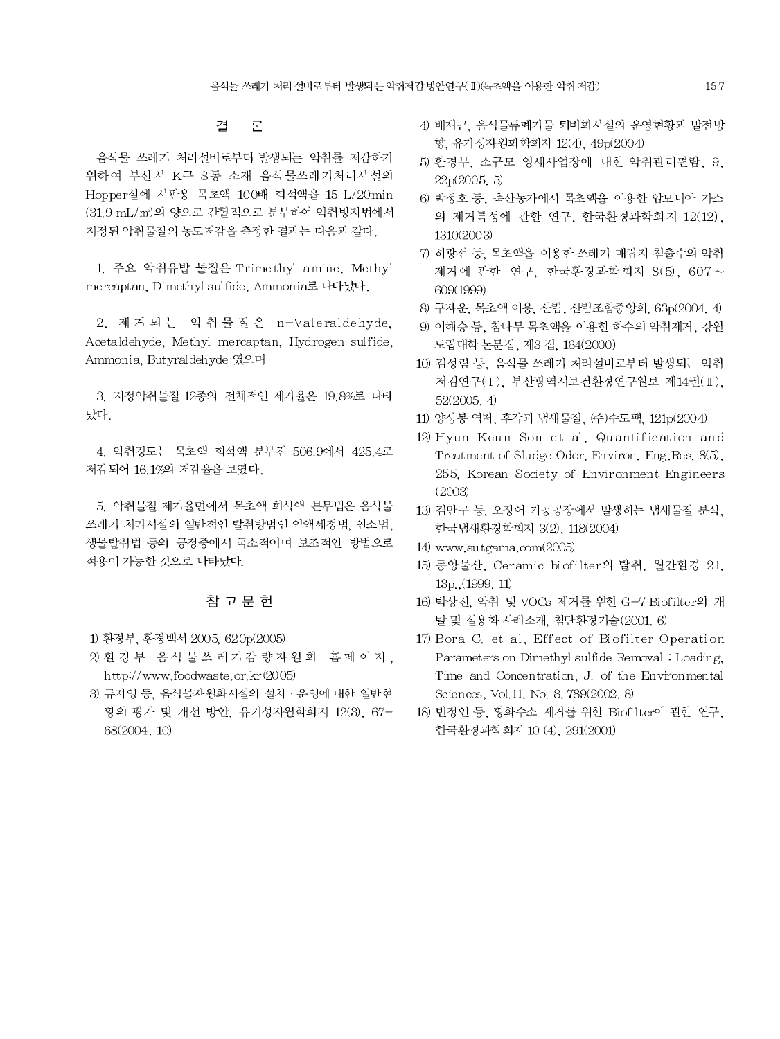## 결 론

음식물 쓰레기 처리설비로부터 발생되는 악취를 저감하기 위하여 부산시 K구 S동 소재 음식물쓰레기처리시설의 Hopper실에 시판용 목초액 100배 희석액을 15 L/20min (31.9 mL/㎥)의 양으로 간헐적으로 분무하여 악취방지법에서 지정된 악취물질의 농도저감을 측정한 결과는 다음과 같다.

1. 주요 악취유발 물질은 Trimethyl amine, Methyl mercaptan, Dimethyl sulfide, Ammonia로 나타났다.

2. 제거되는 악취물질은 n-Valeraldehyde, Acetaldehyde, Methyl mercaptan, Hydrogen sulfide, Ammonia, Butyraldehyde 였으며

3. 지정악취물질 12종의 전체적인 제거율은 19.8%로 나타났다.

4. 악취강도는 목초액 희석액 분무전 506.9에서 425.4로 저감되어 16.1%의 저감율을 보였다.

5. 악취물질 제거율면에서 목초액 희석액 분무법은 음식물 쓰레기 처리시설의 일반적인 탈취방법인 약액세정법, 연소법, 생물탈취법 등의 공정중에서 국소적이며 보조적인 방법으로 적용이 가능한 것으로 나타났다.

## 참 고 문 헌

1) 환경부, 환경백서 2005, 620p(2005)
2) 환경부 음식물쓰레기감량자원화 홈페이지, http://www.foodwaste.or.kr(2005)
3) 류지영 등, 음식물자원화시설의 설치·운영에 대한 일반현황의 평가 및 개선 방안, 유기성자원학회지 12(3), 67-68(2004. 10)
4) 배재근, 음식물류폐기물 퇴비화시설의 운영현황과 발전방향, 유기성자원화학회지 12(4), 49p(2004)
5) 환경부, 소규모 영세사업장에 대한 악취관리편람, 9, 22p(2005. 5)
6) 박정호 등, 축산농가에서 목초액을 이용한 암모니아 가스의 제거특성에 관한 연구, 한국환경과학회지 12(12), 1310(2003)
7) 허광선 등, 목초액을 이용한 쓰레기 매립지 침출수의 악취 제거에 관한 연구, 한국환경과학회지 8(5), 607~609(1999)
8) 구자운, 목초액 이용, 산림, 산림조합중앙회, 63p(2004. 4)
9) 이해승 등, 참나무 목초액을 이용한 하수의 악취제거, 강원도립대학 논문집, 제3 집, 164(2000)
10) 김성림 등, 음식물 쓰레기 처리설비로부터 발생되는 악취 저감연구(Ⅰ), 부산광역시보건환경연구원보 제14권(Ⅱ), 52(2005. 4)
11) 양성봉 역저, 후각과 냄새물질, (주)수도팩, 121p(2004)
12) Hyun Keun Son et al, Quantification and Treatment of Sludge Odor, Environ. Eng.Res. 8(5), 255, Korean Society of Environment Engineers (2003)
13) 김만구 등, 오징어 가공공장에서 발생하는 냄새물질 분석, 한국냄새환경학회지 3(2), 118(2004)
14) www.sutgama.com(2005)
15) 동양물산, Ceramic biofilter의 탈취, 월간환경 21, 13p.,(1999. 11)
16) 박상진, 악취 및 VOCs 제거를 위한 G-7 Biofilter의 개발 및 실용화 사례소개, 첨단환경기술(2001. 6)
17) Bora C. et al, Effect of Biofilter Operation Parameters on Dimethyl sulfide Removal : Loading, Time and Concentration, J. of the Environmental Sciences, Vol.11, No. 8, 789(2002. 8)
18) 빈정인 등, 황화수소 제거를 위한 Biofilter에 관한 연구, 한국환경과학회지 10 (4), 291(2001)